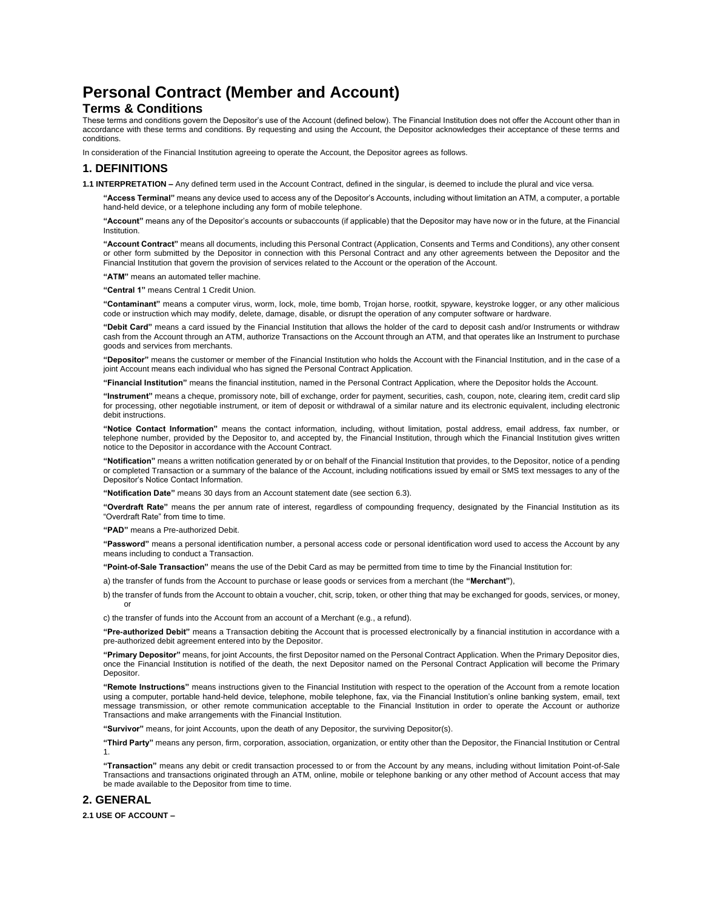# Personal Contract (Member and Account)

## Terms & Conditions

These terms and conditions govern the Depositor's use of the Account (defined below). The Financial Institution does not offer the Account other than in accordance with these terms and conditions. By requesting and using the Account, the Depositor acknowledges their acceptance of these terms and conditions.

In consideration of the Financial Institution agreeing to operate the Account, the Depositor agrees as follows.

## 1. DEFINITIONS

**1.1 INTERPRETATION –** Any defined term used in the Account Contract, defined in the singular, is deemed to include the plural and vice versa.

**"Access Terminal"** means any device used to access any of the Depositor's Accounts, including without limitation an ATM, a computer, a portable hand-held device, or a telephone including any form of mobile telephone.

**"Account"** means any of the Depositor's accounts or subaccounts (if applicable) that the Depositor may have now or in the future, at the Financial Institution.

**"Account Contract"** means all documents, including this Personal Contract (Application, Consents and Terms and Conditions), any other consent or other form submitted by the Depositor in connection with this Personal Contract and any other agreements between the Depositor and the Financial Institution that govern the provision of services related to the Account or the operation of the Account.

**"ATM"** means an automated teller machine.

**"Central 1"** means Central 1 Credit Union.

**"Contaminant"** means a computer virus, worm, lock, mole, time bomb, Trojan horse, rootkit, spyware, keystroke logger, or any other malicious code or instruction which may modify, delete, damage, disable, or disrupt the operation of any computer software or hardware.

**"Debit Card"** means a card issued by the Financial Institution that allows the holder of the card to deposit cash and/or Instruments or withdraw cash from the Account through an ATM, authorize Transactions on the Account through an ATM, and that operates like an Instrument to purchase goods and services from merchants.

**"Depositor"** means the customer or member of the Financial Institution who holds the Account with the Financial Institution, and in the case of a joint Account means each individual who has signed the Personal Contract Application.

**"Financial Institution"** means the financial institution, named in the Personal Contract Application, where the Depositor holds the Account.

**"Instrument"** means a cheque, promissory note, bill of exchange, order for payment, securities, cash, coupon, note, clearing item, credit card slip for processing, other negotiable instrument, or item of deposit or withdrawal of a similar nature and its electronic equivalent, including electronic debit instructions.

**"Notice Contact Information"** means the contact information, including, without limitation, postal address, email address, fax number, or telephone number, provided by the Depositor to, and accepted by, the Financial Institution, through which the Financial Institution gives written notice to the Depositor in accordance with the Account Contract.

**"Notification"** means a written notification generated by or on behalf of the Financial Institution that provides, to the Depositor, notice of a pending or completed Transaction or a summary of the balance of the Account, including notifications issued by email or SMS text messages to any of the Depositor's Notice Contact Information.

**"Notification Date"** means 30 days from an Account statement date (see section 6.3).

**"Overdraft Rate"** means the per annum rate of interest, regardless of compounding frequency, designated by the Financial Institution as its "Overdraft Rate" from time to time.

**"PAD"** means a Pre-authorized Debit.

**"Password"** means a personal identification number, a personal access code or personal identification word used to access the Account by any means including to conduct a Transaction.

**"Point-of-Sale Transaction"** means the use of the Debit Card as may be permitted from time to time by the Financial Institution for:

a) the transfer of funds from the Account to purchase or lease goods or services from a merchant (the **"Merchant"**),

b) the transfer of funds from the Account to obtain a voucher, chit, scrip, token, or other thing that may be exchanged for goods, services, or money, or

c) the transfer of funds into the Account from an account of a Merchant (e.g., a refund).

**"Pre-authorized Debit"** means a Transaction debiting the Account that is processed electronically by a financial institution in accordance with a pre-authorized debit agreement entered into by the Depositor.

**"Primary Depositor"** means, for joint Accounts, the first Depositor named on the Personal Contract Application. When the Primary Depositor dies, once the Financial Institution is notified of the death, the next Depositor named on the Personal Contract Application will become the Primary Depositor.

**"Remote Instructions"** means instructions given to the Financial Institution with respect to the operation of the Account from a remote location using a computer, portable hand-held device, telephone, mobile telephone, fax, via the Financial Institution's online banking system, email, text message transmission, or other remote communication acceptable to the Financial Institution in order to operate the Account or authorize Transactions and make arrangements with the Financial Institution.

**"Survivor"** means, for joint Accounts, upon the death of any Depositor, the surviving Depositor(s).

**"Third Party"** means any person, firm, corporation, association, organization, or entity other than the Depositor, the Financial Institution or Central 1.

**"Transaction"** means any debit or credit transaction processed to or from the Account by any means, including without limitation Point-of-Sale Transactions and transactions originated through an ATM, online, mobile or telephone banking or any other method of Account access that may be made available to the Depositor from time to time.

## 2. GENERAL

**2.1 USE OF ACCOUNT –**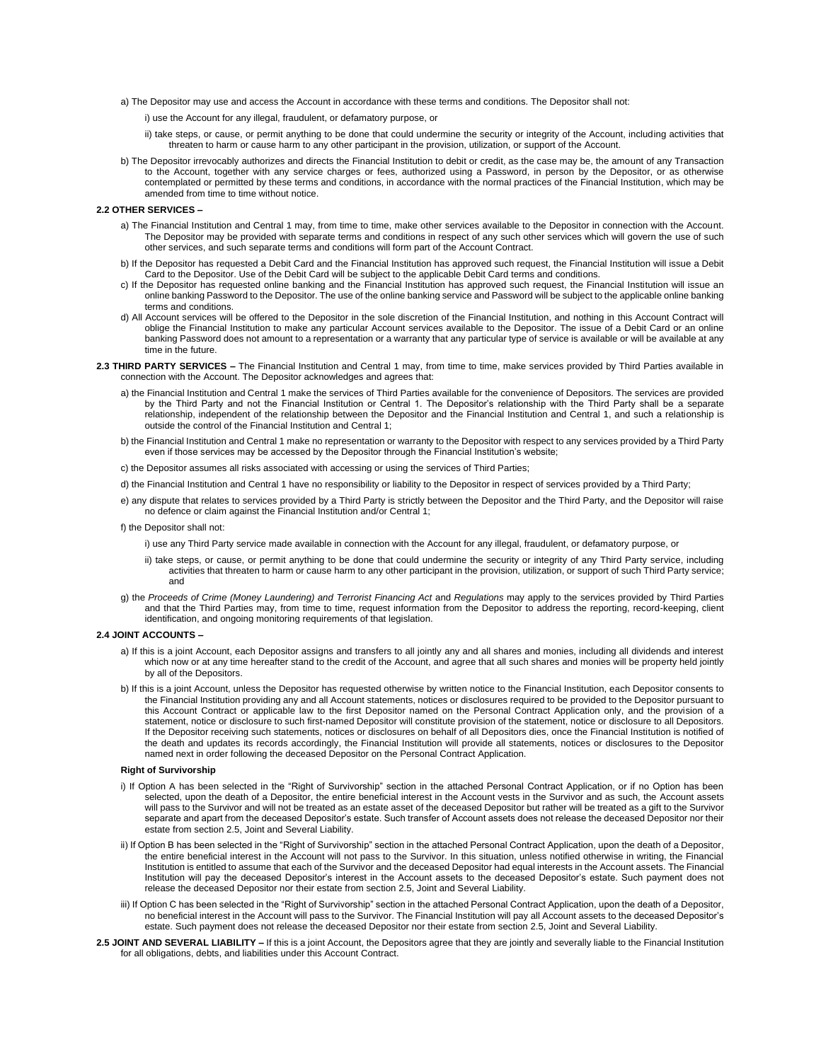a) The Depositor may use and access the Account in accordance with these terms and conditions. The Depositor shall not:

i) use the Account for any illegal, fraudulent, or defamatory purpose, or

ii) take steps, or cause, or permit anything to be done that could undermine the security or integrity of the Account, including activities that threaten to harm or cause harm to any other participant in the provision, utilization, or support of the Account.

b) The Depositor irrevocably authorizes and directs the Financial Institution to debit or credit, as the case may be, the amount of any Transaction to the Account, together with any service charges or fees, authorized using a Password, in person by the Depositor, or as otherwise contemplated or permitted by these terms and conditions, in accordance with the normal practices of the Financial Institution, which may be amended from time to time without notice.

**2.2 OTHER SERVICES –**

a) The Financial Institution and Central 1 may, from time to time, make other services available to the Depositor in connection with the Account. The Depositor may be provided with separate terms and conditions in respect of any such other services which will govern the use of such other services, and such separate terms and conditions will form part of the Account Contract.

b) If the Depositor has requested a Debit Card and the Financial Institution has approved such request, the Financial Institution will issue a Debit Card to the Depositor. Use of the Debit Card will be subject to the applicable Debit Card terms and conditions.

c) If the Depositor has requested online banking and the Financial Institution has approved such request, the Financial Institution will issue an online banking Password to the Depositor. The use of the online banking service and Password will be subject to the applicable online banking terms and conditions.

d) All Account services will be offered to the Depositor in the sole discretion of the Financial Institution, and nothing in this Account Contract will oblige the Financial Institution to make any particular Account services available to the Depositor. The issue of a Debit Card or an online banking Password does not amount to a representation or a warranty that any particular type of service is available or will be available at any time in the future.

**2.3 THIRD PARTY SERVICES –** The Financial Institution and Central 1 may, from time to time, make services provided by Third Parties available in connection with the Account. The Depositor acknowledges and agrees that:

a) the Financial Institution and Central 1 make the services of Third Parties available for the convenience of Depositors. The services are provided by the Third Party and not the Financial Institution or Central 1. The Depositor's relationship with the Third Party shall be a separate relationship, independent of the relationship between the Depositor and the Financial Institution and Central 1, and such a relationship is outside the control of the Financial Institution and Central 1;

b) the Financial Institution and Central 1 make no representation or warranty to the Depositor with respect to any services provided by a Third Party even if those services may be accessed by the Depositor through the Financial Institution's website;

c) the Depositor assumes all risks associated with accessing or using the services of Third Parties;

d) the Financial Institution and Central 1 have no responsibility or liability to the Depositor in respect of services provided by a Third Party;

e) any dispute that relates to services provided by a Third Party is strictly between the Depositor and the Third Party, and the Depositor will raise no defence or claim against the Financial Institution and/or Central 1;

f) the Depositor shall not:

i) use any Third Party service made available in connection with the Account for any illegal, fraudulent, or defamatory purpose, or

ii) take steps, or cause, or permit anything to be done that could undermine the security or integrity of any Third Party service, including activities that threaten to harm or cause harm to any other participant in the provision, utilization, or support of such Third Party service; and

g) the *Proceeds of Crime (Money Laundering) and Terrorist Financing Act* and *Regulations* may apply to the services provided by Third Parties and that the Third Parties may, from time to time, request information from the Depositor to address the reporting, record-keeping, client identification, and ongoing monitoring requirements of that legislation.

**2.4 JOINT ACCOUNTS –**

a) If this is a joint Account, each Depositor assigns and transfers to all jointly any and all shares and monies, including all dividends and interest which now or at any time hereafter stand to the credit of the Account, and agree that all such shares and monies will be property held jointly by all of the Depositors.

b) If this is a joint Account, unless the Depositor has requested otherwise by written notice to the Financial Institution, each Depositor consents to the Financial Institution providing any and all Account statements, notices or disclosures required to be provided to the Depositor pursuant to this Account Contract or applicable law to the first Depositor named on the Personal Contract Application only, and the provision of a statement, notice or disclosure to such first-named Depositor will constitute provision of the statement, notice or disclosure to all Depositors. If the Depositor receiving such statements, notices or disclosures on behalf of all Depositors dies, once the Financial Institution is notified of the death and updates its records accordingly, the Financial Institution will provide all statements, notices or disclosures to the Depositor named next in order following the deceased Depositor on the Personal Contract Application.

**Right of Survivorship**

i) If Option A has been selected in the "Right of Survivorship" section in the attached Personal Contract Application, or if no Option has been selected, upon the death of a Depositor, the entire beneficial interest in the Account vests in the Survivor and as such, the Account assets will pass to the Survivor and will not be treated as an estate asset of the deceased Depositor but rather will be treated as a gift to the Survivor separate and apart from the deceased Depositor's estate. Such transfer of Account assets does not release the deceased Depositor nor their estate from section 2.5, Joint and Several Liability.

ii) If Option B has been selected in the "Right of Survivorship" section in the attached Personal Contract Application, upon the death of a Depositor, the entire beneficial interest in the Account will not pass to the Survivor. In this situation, unless notified otherwise in writing, the Financial Institution is entitled to assume that each of the Survivor and the deceased Depositor had equal interests in the Account assets. The Financial Institution will pay the deceased Depositor's interest in the Account assets to the deceased Depositor's estate. Such payment does not release the deceased Depositor nor their estate from section 2.5, Joint and Several Liability.

iii) If Option C has been selected in the "Right of Survivorship" section in the attached Personal Contract Application, upon the death of a Depositor, no beneficial interest in the Account will pass to the Survivor. The Financial Institution will pay all Account assets to the deceased Depositor's estate. Such payment does not release the deceased Depositor nor their estate from section 2.5, Joint and Several Liability.

**2.5 JOINT AND SEVERAL LIABILITY –** If this is a joint Account, the Depositors agree that they are jointly and severally liable to the Financial Institution for all obligations, debts, and liabilities under this Account Contract.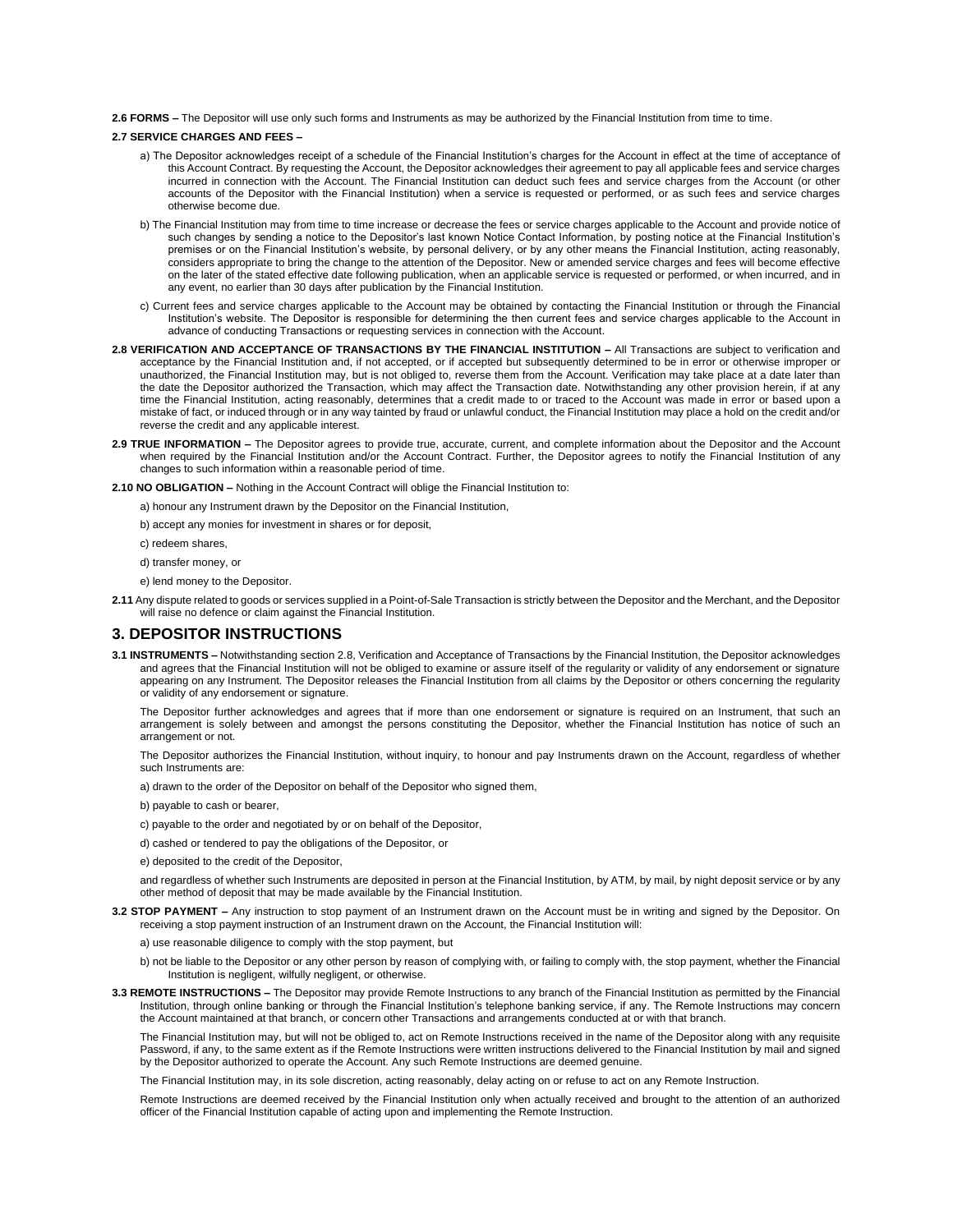**2.6 FORMS –** The Depositor will use only such forms and Instruments as may be authorized by the Financial Institution from time to time.

**2.7 SERVICE CHARGES AND FEES –**

a) The Depositor acknowledges receipt of a schedule of the Financial Institution's charges for the Account in effect at the time of acceptance of this Account Contract. By requesting the Account, the Depositor acknowledges their agreement to pay all applicable fees and service charges incurred in connection with the Account. The Financial Institution can deduct such fees and service charges from the Account (or other accounts of the Depositor with the Financial Institution) when a service is requested or performed, or as such fees and service charges otherwise become due.

b) The Financial Institution may from time to time increase or decrease the fees or service charges applicable to the Account and provide notice of such changes by sending a notice to the Depositor's last known Notice Contact Information, by posting notice at the Financial Institution's premises or on the Financial Institution's website, by personal delivery, or by any other means the Financial Institution, acting reasonably, considers appropriate to bring the change to the attention of the Depositor. New or amended service charges and fees will become effective on the later of the stated effective date following publication, when an applicable service is requested or performed, or when incurred, and in any event, no earlier than 30 days after publication by the Financial Institution.

c) Current fees and service charges applicable to the Account may be obtained by contacting the Financial Institution or through the Financial Institution's website. The Depositor is responsible for determining the then current fees and service charges applicable to the Account in advance of conducting Transactions or requesting services in connection with the Account.

**2.8 VERIFICATION AND ACCEPTANCE OF TRANSACTIONS BY THE FINANCIAL INSTITUTION –** All Transactions are subject to verification and acceptance by the Financial Institution and, if not accepted, or if accepted but subsequently determined to be in error or otherwise improper or unauthorized, the Financial Institution may, but is not obliged to, reverse them from the Account. Verification may take place at a date later than the date the Depositor authorized the Transaction, which may affect the Transaction date. Notwithstanding any other provision herein, if at any time the Financial Institution, acting reasonably, determines that a credit made to or traced to the Account was made in error or based upon a mistake of fact, or induced through or in any way tainted by fraud or unlawful conduct, the Financial Institution may place a hold on the credit and/or reverse the credit and any applicable interest.

**2.9 TRUE INFORMATION –** The Depositor agrees to provide true, accurate, current, and complete information about the Depositor and the Account when required by the Financial Institution and/or the Account Contract. Further, the Depositor agrees to notify the Financial Institution of any changes to such information within a reasonable period of time.

**2.10 NO OBLIGATION –** Nothing in the Account Contract will oblige the Financial Institution to:

a) honour any Instrument drawn by the Depositor on the Financial Institution,

b) accept any monies for investment in shares or for deposit,

c) redeem shares,

d) transfer money, or

e) lend money to the Depositor.

**2.11** Any dispute related to goods or services supplied in a Point-of-Sale Transaction is strictly between the Depositor and the Merchant, and the Depositor will raise no defence or claim against the Financial Institution.

## 3. DEPOSITOR INSTRUCTIONS

**3.1 INSTRUMENTS –** Notwithstanding section 2.8, Verification and Acceptance of Transactions by the Financial Institution, the Depositor acknowledges and agrees that the Financial Institution will not be obliged to examine or assure itself of the regularity or validity of any endorsement or signature appearing on any Instrument. The Depositor releases the Financial Institution from all claims by the Depositor or others concerning the regularity or validity of any endorsement or signature.

The Depositor further acknowledges and agrees that if more than one endorsement or signature is required on an Instrument, that such an arrangement is solely between and amongst the persons constituting the Depositor, whether the Financial Institution has notice of such an arrangement or not.

The Depositor authorizes the Financial Institution, without inquiry, to honour and pay Instruments drawn on the Account, regardless of whether such Instruments are:

a) drawn to the order of the Depositor on behalf of the Depositor who signed them,

b) payable to cash or bearer,

c) payable to the order and negotiated by or on behalf of the Depositor,

d) cashed or tendered to pay the obligations of the Depositor, or

e) deposited to the credit of the Depositor,

and regardless of whether such Instruments are deposited in person at the Financial Institution, by ATM, by mail, by night deposit service or by any other method of deposit that may be made available by the Financial Institution.

**3.2 STOP PAYMENT –** Any instruction to stop payment of an Instrument drawn on the Account must be in writing and signed by the Depositor. On receiving a stop payment instruction of an Instrument drawn on the Account, the Financial Institution will:

a) use reasonable diligence to comply with the stop payment, but

b) not be liable to the Depositor or any other person by reason of complying with, or failing to comply with, the stop payment, whether the Financial Institution is negligent, wilfully negligent, or otherwise.

**3.3 REMOTE INSTRUCTIONS –** The Depositor may provide Remote Instructions to any branch of the Financial Institution as permitted by the Financial Institution, through online banking or through the Financial Institution's telephone banking service, if any. The Remote Instructions may concern the Account maintained at that branch, or concern other Transactions and arrangements conducted at or with that branch.

The Financial Institution may, but will not be obliged to, act on Remote Instructions received in the name of the Depositor along with any requisite Password, if any, to the same extent as if the Remote Instructions were written instructions delivered to the Financial Institution by mail and signed by the Depositor authorized to operate the Account. Any such Remote Instructions are deemed genuine.

The Financial Institution may, in its sole discretion, acting reasonably, delay acting on or refuse to act on any Remote Instruction.

Remote Instructions are deemed received by the Financial Institution only when actually received and brought to the attention of an authorized officer of the Financial Institution capable of acting upon and implementing the Remote Instruction.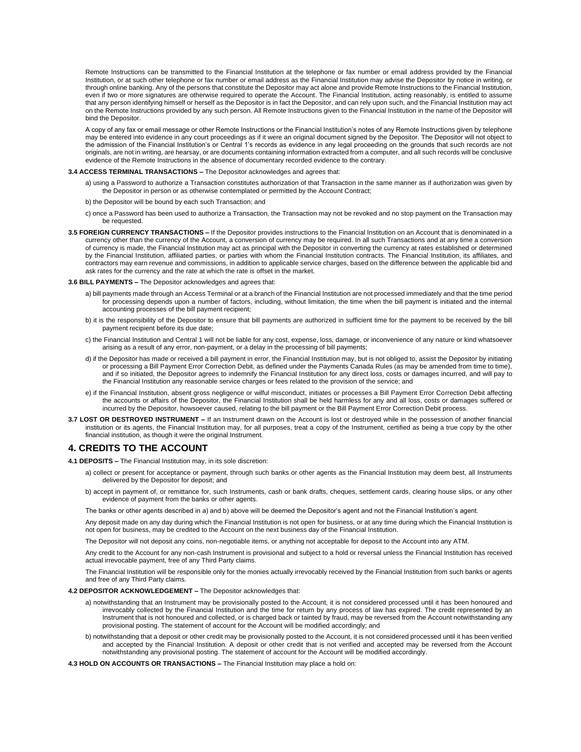Remote Instructions can be transmitted to the Financial Institution at the telephone or fax number or email address provided by the Financial Institution, or at such other telephone or fax number or email address as the Financial Institution may advise the Depositor by notice in writing, or through online banking. Any of the persons that constitute the Depositor may act alone and provide Remote Instructions to the Financial Institution, even if two or more signatures are otherwise required to operate the Account. The Financial Institution, acting reasonably, is entitled to assume that any person identifying himself or herself as the Depositor is in fact the Depositor, and can rely upon such, and the Financial Institution may act on the Remote Instructions provided by any such person. All Remote Instructions given to the Financial Institution in the name of the Depositor will bind the Depositor.

A copy of any fax or email message or other Remote Instructions or the Financial Institution's notes of any Remote Instructions given by telephone may be entered into evidence in any court proceedings as if it were an original document signed by the Depositor. The Depositor will not object to the admission of the Financial Institution's or Central 1's records as evidence in any legal proceeding on the grounds that such records are not originals, are not in writing, are hearsay, or are documents containing information extracted from a computer, and all such records will be conclusive evidence of the Remote Instructions in the absence of documentary recorded evidence to the contrary.

**3.4 ACCESS TERMINAL TRANSACTIONS –** The Depositor acknowledges and agrees that:

a) using a Password to authorize a Transaction constitutes authorization of that Transaction in the same manner as if authorization was given by the Depositor in person or as otherwise contemplated or permitted by the Account Contract;

b) the Depositor will be bound by each such Transaction; and

c) once a Password has been used to authorize a Transaction, the Transaction may not be revoked and no stop payment on the Transaction may be requested.

**3.5 FOREIGN CURRENCY TRANSACTIONS –** If the Depositor provides instructions to the Financial Institution on an Account that is denominated in a currency other than the currency of the Account, a conversion of currency may be required. In all such Transactions and at any time a conversion of currency is made, the Financial Institution may act as principal with the Depositor in converting the currency at rates established or determined by the Financial Institution, affiliated parties, or parties with whom the Financial Institution contracts. The Financial Institution, its affiliates, and contractors may earn revenue and commissions, in addition to applicable service charges, based on the difference between the applicable bid and ask rates for the currency and the rate at which the rate is offset in the market.

**3.6 BILL PAYMENTS –** The Depositor acknowledges and agrees that:

a) bill payments made through an Access Terminal or at a branch of the Financial Institution are not processed immediately and that the time period for processing depends upon a number of factors, including, without limitation, the time when the bill payment is initiated and the internal accounting processes of the bill payment recipient;

b) it is the responsibility of the Depositor to ensure that bill payments are authorized in sufficient time for the payment to be received by the bill payment recipient before its due date;

c) the Financial Institution and Central 1 will not be liable for any cost, expense, loss, damage, or inconvenience of any nature or kind whatsoever arising as a result of any error, non-payment, or a delay in the processing of bill payments;

d) if the Depositor has made or received a bill payment in error, the Financial Institution may, but is not obliged to, assist the Depositor by initiating or processing a Bill Payment Error Correction Debit, as defined under the Payments Canada Rules (as may be amended from time to time), and if so initiated, the Depositor agrees to indemnify the Financial Institution for any direct loss, costs or damages incurred, and will pay to the Financial Institution any reasonable service charges or fees related to the provision of the service; and

e) if the Financial Institution, absent gross negligence or wilful misconduct, initiates or processes a Bill Payment Error Correction Debit affecting the accounts or affairs of the Depositor, the Financial Institution shall be held harmless for any and all loss, costs or damages suffered or incurred by the Depositor, howsoever caused, relating to the bill payment or the Bill Payment Error Correction Debit process.

**3.7 LOST OR DESTROYED INSTRUMENT –** If an Instrument drawn on the Account is lost or destroyed while in the possession of another financial institution or its agents, the Financial Institution may, for all purposes, treat a copy of the Instrument, certified as being a true copy by the other financial institution, as though it were the original Instrument.

## 4. CREDITS TO THE ACCOUNT

**4.1 DEPOSITS –** The Financial Institution may, in its sole discretion:

a) collect or present for acceptance or payment, through such banks or other agents as the Financial Institution may deem best, all Instruments delivered by the Depositor for deposit; and

b) accept in payment of, or remittance for, such Instruments, cash or bank drafts, cheques, settlement cards, clearing house slips, or any other evidence of payment from the banks or other agents.

The banks or other agents described in a) and b) above will be deemed the Depositor's agent and not the Financial Institution's agent.

Any deposit made on any day during which the Financial Institution is not open for business, or at any time during which the Financial Institution is not open for business, may be credited to the Account on the next business day of the Financial Institution.

The Depositor will not deposit any coins, non-negotiable items, or anything not acceptable for deposit to the Account into any ATM.

Any credit to the Account for any non-cash Instrument is provisional and subject to a hold or reversal unless the Financial Institution has received actual irrevocable payment, free of any Third Party claims.

The Financial Institution will be responsible only for the monies actually irrevocably received by the Financial Institution from such banks or agents and free of any Third Party claims.

**4.2 DEPOSITOR ACKNOWLEDGEMENT –** The Depositor acknowledges that:

a) notwithstanding that an Instrument may be provisionally posted to the Account, it is not considered processed until it has been honoured and irrevocably collected by the Financial Institution and the time for return by any process of law has expired. The credit represented by an Instrument that is not honoured and collected, or is charged back or tainted by fraud, may be reversed from the Account notwithstanding any provisional posting. The statement of account for the Account will be modified accordingly; and

b) notwithstanding that a deposit or other credit may be provisionally posted to the Account, it is not considered processed until it has been verified and accepted by the Financial Institution. A deposit or other credit that is not verified and accepted may be reversed from the Account notwithstanding any provisional posting. The statement of account for the Account will be modified accordingly.

**4.3 HOLD ON ACCOUNTS OR TRANSACTIONS –** The Financial Institution may place a hold on: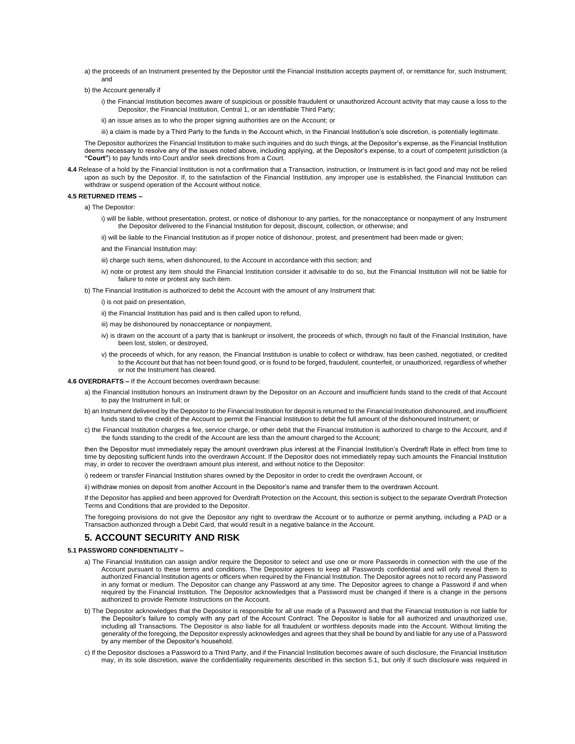a) the proceeds of an Instrument presented by the Depositor until the Financial Institution accepts payment of, or remittance for, such Instrument; and

b) the Account generally if

i) the Financial Institution becomes aware of suspicious or possible fraudulent or unauthorized Account activity that may cause a loss to the Depositor, the Financial Institution, Central 1, or an identifiable Third Party;

ii) an issue arises as to who the proper signing authorities are on the Account; or

iii) a claim is made by a Third Party to the funds in the Account which, in the Financial Institution's sole discretion, is potentially legitimate.

The Depositor authorizes the Financial Institution to make such inquiries and do such things, at the Depositor's expense, as the Financial Institution deems necessary to resolve any of the issues noted above, including applying, at the Depositor's expense, to a court of competent jurisdiction (a **"Court"**) to pay funds into Court and/or seek directions from a Court.

**4.4** Release of a hold by the Financial Institution is not a confirmation that a Transaction, instruction, or Instrument is in fact good and may not be relied upon as such by the Depositor. If, to the satisfaction of the Financial Institution, any improper use is established, the Financial Institution can withdraw or suspend operation of the Account without notice.

**4.5 RETURNED ITEMS –**

a) The Depositor:

i) will be liable, without presentation, protest, or notice of dishonour to any parties, for the nonacceptance or nonpayment of any Instrument the Depositor delivered to the Financial Institution for deposit, discount, collection, or otherwise; and

ii) will be liable to the Financial Institution as if proper notice of dishonour, protest, and presentment had been made or given;

and the Financial Institution may:

iii) charge such items, when dishonoured, to the Account in accordance with this section; and

iv) note or protest any item should the Financial Institution consider it advisable to do so, but the Financial Institution will not be liable for failure to note or protest any such item.

b) The Financial Institution is authorized to debit the Account with the amount of any Instrument that:

i) is not paid on presentation,

ii) the Financial Institution has paid and is then called upon to refund,

iii) may be dishonoured by nonacceptance or nonpayment,

iv) is drawn on the account of a party that is bankrupt or insolvent, the proceeds of which, through no fault of the Financial Institution, have been lost, stolen, or destroyed,

v) the proceeds of which, for any reason, the Financial Institution is unable to collect or withdraw, has been cashed, negotiated, or credited to the Account but that has not been found good, or is found to be forged, fraudulent, counterfeit, or unauthorized, regardless of whether or not the Instrument has cleared.

**4.6 OVERDRAFTS –** If the Account becomes overdrawn because:

a) the Financial Institution honours an Instrument drawn by the Depositor on an Account and insufficient funds stand to the credit of that Account to pay the Instrument in full; or

b) an Instrument delivered by the Depositor to the Financial Institution for deposit is returned to the Financial Institution dishonoured, and insufficient funds stand to the credit of the Account to permit the Financial Institution to debit the full amount of the dishonoured Instrument; or

c) the Financial Institution charges a fee, service charge, or other debit that the Financial Institution is authorized to charge to the Account, and if the funds standing to the credit of the Account are less than the amount charged to the Account;

then the Depositor must immediately repay the amount overdrawn plus interest at the Financial Institution's Overdraft Rate in effect from time to time by depositing sufficient funds into the overdrawn Account. If the Depositor does not immediately repay such amounts the Financial Institution may, in order to recover the overdrawn amount plus interest, and without notice to the Depositor:

i) redeem or transfer Financial Institution shares owned by the Depositor in order to credit the overdrawn Account, or

ii) withdraw monies on deposit from another Account in the Depositor's name and transfer them to the overdrawn Account.

If the Depositor has applied and been approved for Overdraft Protection on the Account, this section is subject to the separate Overdraft Protection Terms and Conditions that are provided to the Depositor.

The foregoing provisions do not give the Depositor any right to overdraw the Account or to authorize or permit anything, including a PAD or a Transaction authorized through a Debit Card, that would result in a negative balance in the Account.

## 5. ACCOUNT SECURITY AND RISK

**5.1 PASSWORD CONFIDENTIALITY –**

a) The Financial Institution can assign and/or require the Depositor to select and use one or more Passwords in connection with the use of the Account pursuant to these terms and conditions. The Depositor agrees to keep all Passwords confidential and will only reveal them to authorized Financial Institution agents or officers when required by the Financial Institution. The Depositor agrees not to record any Password in any format or medium. The Depositor can change any Password at any time. The Depositor agrees to change a Password if and when required by the Financial Institution. The Depositor acknowledges that a Password must be changed if there is a change in the persons authorized to provide Remote Instructions on the Account.

b) The Depositor acknowledges that the Depositor is responsible for all use made of a Password and that the Financial Institution is not liable for the Depositor's failure to comply with any part of the Account Contract. The Depositor is liable for all authorized and unauthorized use, including all Transactions. The Depositor is also liable for all fraudulent or worthless deposits made into the Account. Without limiting the generality of the foregoing, the Depositor expressly acknowledges and agrees that they shall be bound by and liable for any use of a Password by any member of the Depositor's household.

c) If the Depositor discloses a Password to a Third Party, and if the Financial Institution becomes aware of such disclosure, the Financial Institution may, in its sole discretion, waive the confidentiality requirements described in this section 5.1, but only if such disclosure was required in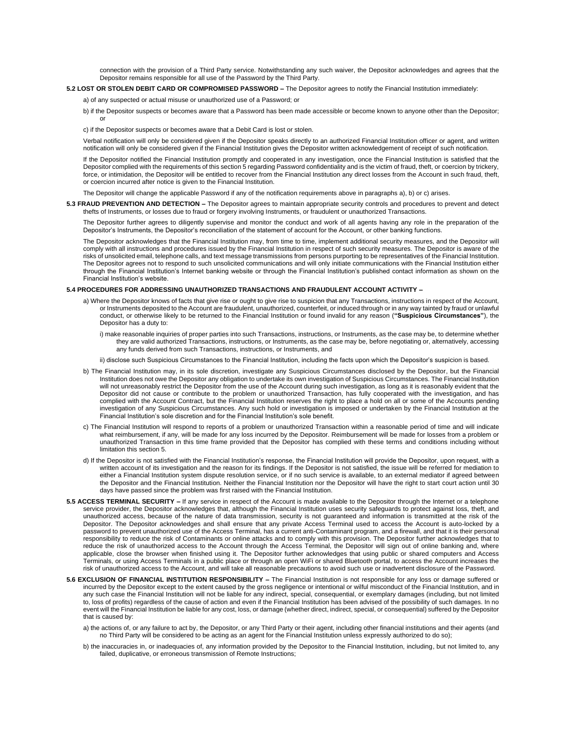connection with the provision of a Third Party service. Notwithstanding any such waiver, the Depositor acknowledges and agrees that the Depositor remains responsible for all use of the Password by the Third Party.

**5.2 LOST OR STOLEN DEBIT CARD OR COMPROMISED PASSWORD –** The Depositor agrees to notify the Financial Institution immediately:

a) of any suspected or actual misuse or unauthorized use of a Password; or

b) if the Depositor suspects or becomes aware that a Password has been made accessible or become known to anyone other than the Depositor; or

c) if the Depositor suspects or becomes aware that a Debit Card is lost or stolen.

Verbal notification will only be considered given if the Depositor speaks directly to an authorized Financial Institution officer or agent, and written notification will only be considered given if the Financial Institution gives the Depositor written acknowledgement of receipt of such notification.

If the Depositor notified the Financial Institution promptly and cooperated in any investigation, once the Financial Institution is satisfied that the Depositor complied with the requirements of this section 5 regarding Password confidentiality and is the victim of fraud, theft, or coercion by trickery, force, or intimidation, the Depositor will be entitled to recover from the Financial Institution any direct losses from the Account in such fraud, theft, or coercion incurred after notice is given to the Financial Institution.

The Depositor will change the applicable Password if any of the notification requirements above in paragraphs a), b) or c) arises.

**5.3 FRAUD PREVENTION AND DETECTION –** The Depositor agrees to maintain appropriate security controls and procedures to prevent and detect thefts of Instruments, or losses due to fraud or forgery involving Instruments, or fraudulent or unauthorized Transactions.

The Depositor further agrees to diligently supervise and monitor the conduct and work of all agents having any role in the preparation of the Depositor's Instruments, the Depositor's reconciliation of the statement of account for the Account, or other banking functions.

The Depositor acknowledges that the Financial Institution may, from time to time, implement additional security measures, and the Depositor will comply with all instructions and procedures issued by the Financial Institution in respect of such security measures. The Depositor is aware of the risks of unsolicited email, telephone calls, and text message transmissions from persons purporting to be representatives of the Financial Institution. The Depositor agrees not to respond to such unsolicited communications and will only initiate communications with the Financial Institution either through the Financial Institution's Internet banking website or through the Financial Institution's published contact information as shown on the Financial Institution's website.

**5.4 PROCEDURES FOR ADDRESSING UNAUTHORIZED TRANSACTIONS AND FRAUDULENT ACCOUNT ACTIVITY –**

a) Where the Depositor knows of facts that give rise or ought to give rise to suspicion that any Transactions, instructions in respect of the Account, or Instruments deposited to the Account are fraudulent, unauthorized, counterfeit, or induced through or in any way tainted by fraud or unlawful conduct, or otherwise likely to be returned to the Financial Institution or found invalid for any reason (**"Suspicious Circumstances"**), the Depositor has a duty to:

i) make reasonable inquiries of proper parties into such Transactions, instructions, or Instruments, as the case may be, to determine whether they are valid authorized Transactions, instructions, or Instruments, as the case may be, before negotiating or, alternatively, accessing any funds derived from such Transactions, instructions, or Instruments, and

ii) disclose such Suspicious Circumstances to the Financial Institution, including the facts upon which the Depositor's suspicion is based.

b) The Financial Institution may, in its sole discretion, investigate any Suspicious Circumstances disclosed by the Depositor, but the Financial Institution does not owe the Depositor any obligation to undertake its own investigation of Suspicious Circumstances. The Financial Institution will not unreasonably restrict the Depositor from the use of the Account during such investigation, as long as it is reasonably evident that the Depositor did not cause or contribute to the problem or unauthorized Transaction, has fully cooperated with the investigation, and has complied with the Account Contract, but the Financial Institution reserves the right to place a hold on all or some of the Accounts pending investigation of any Suspicious Circumstances. Any such hold or investigation is imposed or undertaken by the Financial Institution at the Financial Institution's sole discretion and for the Financial Institution's sole benefit.

c) The Financial Institution will respond to reports of a problem or unauthorized Transaction within a reasonable period of time and will indicate what reimbursement, if any, will be made for any loss incurred by the Depositor. Reimbursement will be made for losses from a problem or unauthorized Transaction in this time frame provided that the Depositor has complied with these terms and conditions including without limitation this section 5.

d) If the Depositor is not satisfied with the Financial Institution's response, the Financial Institution will provide the Depositor, upon request, with a written account of its investigation and the reason for its findings. If the Depositor is not satisfied, the issue will be referred for mediation to either a Financial Institution system dispute resolution service, or if no such service is available, to an external mediator if agreed between the Depositor and the Financial Institution. Neither the Financial Institution nor the Depositor will have the right to start court action until 30 days have passed since the problem was first raised with the Financial Institution.

**5.5 ACCESS TERMINAL SECURITY –** If any service in respect of the Account is made available to the Depositor through the Internet or a telephone service provider, the Depositor acknowledges that, although the Financial Institution uses security safeguards to protect against loss, theft, and unauthorized access, because of the nature of data transmission, security is not guaranteed and information is transmitted at the risk of the Depositor. The Depositor acknowledges and shall ensure that any private Access Terminal used to access the Account is auto-locked by a password to prevent unauthorized use of the Access Terminal, has a current anti-Contaminant program, and a firewall, and that it is their personal responsibility to reduce the risk of Contaminants or online attacks and to comply with this provision. The Depositor further acknowledges that to reduce the risk of unauthorized access to the Account through the Access Terminal, the Depositor will sign out of online banking and, where applicable, close the browser when finished using it. The Depositor further acknowledges that using public or shared computers and Access Terminals, or using Access Terminals in a public place or through an open WiFi or shared Bluetooth portal, to access the Account increases the risk of unauthorized access to the Account, and will take all reasonable precautions to avoid such use or inadvertent disclosure of the Password.

**5.6 EXCLUSION OF FINANCIAL INSTITUTION RESPONSIBILITY –** The Financial Institution is not responsible for any loss or damage suffered or incurred by the Depositor except to the extent caused by the gross negligence or intentional or wilful misconduct of the Financial Institution, and in any such case the Financial Institution will not be liable for any indirect, special, consequential, or exemplary damages (including, but not limited to, loss of profits) regardless of the cause of action and even if the Financial Institution has been advised of the possibility of such damages. In no event will the Financial Institution be liable for any cost, loss, or damage (whether direct, indirect, special, or consequential) suffered by the Depositor that is caused by:

a) the actions of, or any failure to act by, the Depositor, or any Third Party or their agent, including other financial institutions and their agents (and no Third Party will be considered to be acting as an agent for the Financial Institution unless expressly authorized to do so);

b) the inaccuracies in, or inadequacies of, any information provided by the Depositor to the Financial Institution, including, but not limited to, any failed, duplicative, or erroneous transmission of Remote Instructions;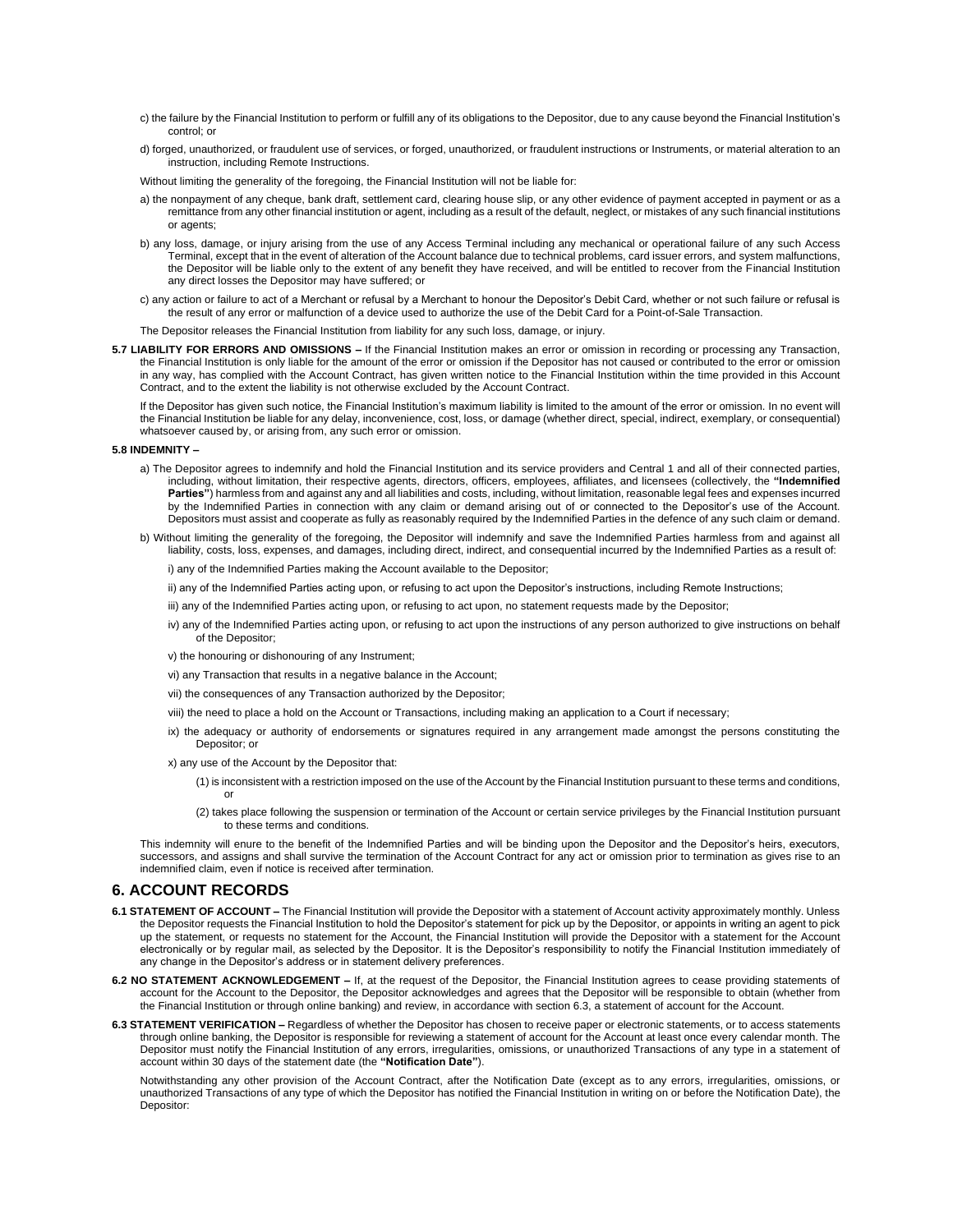c) the failure by the Financial Institution to perform or fulfill any of its obligations to the Depositor, due to any cause beyond the Financial Institution's control; or

d) forged, unauthorized, or fraudulent use of services, or forged, unauthorized, or fraudulent instructions or Instruments, or material alteration to an instruction, including Remote Instructions.

Without limiting the generality of the foregoing, the Financial Institution will not be liable for:

a) the nonpayment of any cheque, bank draft, settlement card, clearing house slip, or any other evidence of payment accepted in payment or as a remittance from any other financial institution or agent, including as a result of the default, neglect, or mistakes of any such financial institutions or agents;

b) any loss, damage, or injury arising from the use of any Access Terminal including any mechanical or operational failure of any such Access Terminal, except that in the event of alteration of the Account balance due to technical problems, card issuer errors, and system malfunctions, the Depositor will be liable only to the extent of any benefit they have received, and will be entitled to recover from the Financial Institution any direct losses the Depositor may have suffered; or

c) any action or failure to act of a Merchant or refusal by a Merchant to honour the Depositor's Debit Card, whether or not such failure or refusal is the result of any error or malfunction of a device used to authorize the use of the Debit Card for a Point-of-Sale Transaction.

The Depositor releases the Financial Institution from liability for any such loss, damage, or injury.

**5.7 LIABILITY FOR ERRORS AND OMISSIONS –** If the Financial Institution makes an error or omission in recording or processing any Transaction, the Financial Institution is only liable for the amount of the error or omission if the Depositor has not caused or contributed to the error or omission in any way, has complied with the Account Contract, has given written notice to the Financial Institution within the time provided in this Account Contract, and to the extent the liability is not otherwise excluded by the Account Contract.

If the Depositor has given such notice, the Financial Institution's maximum liability is limited to the amount of the error or omission. In no event will the Financial Institution be liable for any delay, inconvenience, cost, loss, or damage (whether direct, special, indirect, exemplary, or consequential) whatsoever caused by, or arising from, any such error or omission.

**5.8 INDEMNITY –**

a) The Depositor agrees to indemnify and hold the Financial Institution and its service providers and Central 1 and all of their connected parties, including, without limitation, their respective agents, directors, officers, employees, affiliates, and licensees (collectively, the **"Indemnified Parties"**) harmless from and against any and all liabilities and costs, including, without limitation, reasonable legal fees and expenses incurred by the Indemnified Parties in connection with any claim or demand arising out of or connected to the Depositor's use of the Account. Depositors must assist and cooperate as fully as reasonably required by the Indemnified Parties in the defence of any such claim or demand.

b) Without limiting the generality of the foregoing, the Depositor will indemnify and save the Indemnified Parties harmless from and against all liability, costs, loss, expenses, and damages, including direct, indirect, and consequential incurred by the Indemnified Parties as a result of:

i) any of the Indemnified Parties making the Account available to the Depositor;

ii) any of the Indemnified Parties acting upon, or refusing to act upon the Depositor's instructions, including Remote Instructions;

iii) any of the Indemnified Parties acting upon, or refusing to act upon, no statement requests made by the Depositor;

iv) any of the Indemnified Parties acting upon, or refusing to act upon the instructions of any person authorized to give instructions on behalf of the Depositor;

v) the honouring or dishonouring of any Instrument;

vi) any Transaction that results in a negative balance in the Account;

vii) the consequences of any Transaction authorized by the Depositor;

viii) the need to place a hold on the Account or Transactions, including making an application to a Court if necessary;

ix) the adequacy or authority of endorsements or signatures required in any arrangement made amongst the persons constituting the Depositor; or

x) any use of the Account by the Depositor that:

(1) is inconsistent with a restriction imposed on the use of the Account by the Financial Institution pursuant to these terms and conditions, or

(2) takes place following the suspension or termination of the Account or certain service privileges by the Financial Institution pursuant to these terms and conditions.

This indemnity will enure to the benefit of the Indemnified Parties and will be binding upon the Depositor and the Depositor's heirs, executors, successors, and assigns and shall survive the termination of the Account Contract for any act or omission prior to termination as gives rise to an indemnified claim, even if notice is received after termination.

## 6. ACCOUNT RECORDS

**6.1 STATEMENT OF ACCOUNT –** The Financial Institution will provide the Depositor with a statement of Account activity approximately monthly. Unless the Depositor requests the Financial Institution to hold the Depositor's statement for pick up by the Depositor, or appoints in writing an agent to pick up the statement, or requests no statement for the Account, the Financial Institution will provide the Depositor with a statement for the Account electronically or by regular mail, as selected by the Depositor. It is the Depositor's responsibility to notify the Financial Institution immediately of any change in the Depositor's address or in statement delivery preferences.

**6.2 NO STATEMENT ACKNOWLEDGEMENT –** If, at the request of the Depositor, the Financial Institution agrees to cease providing statements of account for the Account to the Depositor, the Depositor acknowledges and agrees that the Depositor will be responsible to obtain (whether from the Financial Institution or through online banking) and review, in accordance with section 6.3, a statement of account for the Account.

**6.3 STATEMENT VERIFICATION –** Regardless of whether the Depositor has chosen to receive paper or electronic statements, or to access statements through online banking, the Depositor is responsible for reviewing a statement of account for the Account at least once every calendar month. The Depositor must notify the Financial Institution of any errors, irregularities, omissions, or unauthorized Transactions of any type in a statement of account within 30 days of the statement date (the **"Notification Date"**).

Notwithstanding any other provision of the Account Contract, after the Notification Date (except as to any errors, irregularities, omissions, or unauthorized Transactions of any type of which the Depositor has notified the Financial Institution in writing on or before the Notification Date), the Depositor: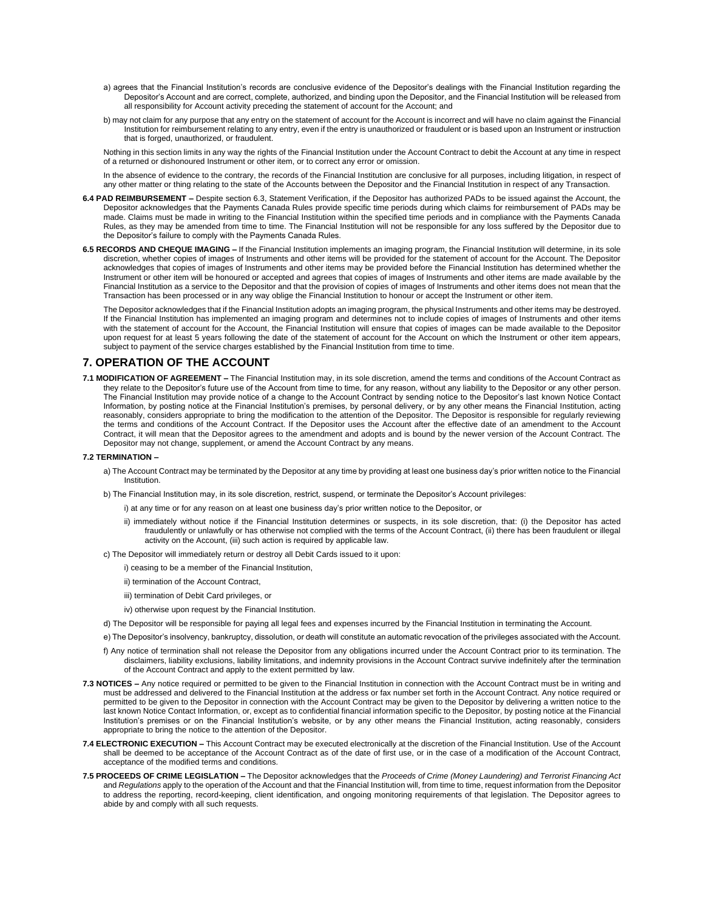a) agrees that the Financial Institution's records are conclusive evidence of the Depositor's dealings with the Financial Institution regarding the Depositor's Account and are correct, complete, authorized, and binding upon the Depositor, and the Financial Institution will be released from all responsibility for Account activity preceding the statement of account for the Account; and

b) may not claim for any purpose that any entry on the statement of account for the Account is incorrect and will have no claim against the Financial Institution for reimbursement relating to any entry, even if the entry is unauthorized or fraudulent or is based upon an Instrument or instruction that is forged, unauthorized, or fraudulent.

Nothing in this section limits in any way the rights of the Financial Institution under the Account Contract to debit the Account at any time in respect of a returned or dishonoured Instrument or other item, or to correct any error or omission.

In the absence of evidence to the contrary, the records of the Financial Institution are conclusive for all purposes, including litigation, in respect of any other matter or thing relating to the state of the Accounts between the Depositor and the Financial Institution in respect of any Transaction.

**6.4 PAD REIMBURSEMENT –** Despite section 6.3, Statement Verification, if the Depositor has authorized PADs to be issued against the Account, the Depositor acknowledges that the Payments Canada Rules provide specific time periods during which claims for reimbursement of PADs may be made. Claims must be made in writing to the Financial Institution within the specified time periods and in compliance with the Payments Canada Rules, as they may be amended from time to time. The Financial Institution will not be responsible for any loss suffered by the Depositor due to the Depositor's failure to comply with the Payments Canada Rules.

**6.5 RECORDS AND CHEQUE IMAGING –** If the Financial Institution implements an imaging program, the Financial Institution will determine, in its sole discretion, whether copies of images of Instruments and other items will be provided for the statement of account for the Account. The Depositor acknowledges that copies of images of Instruments and other items may be provided before the Financial Institution has determined whether the Instrument or other item will be honoured or accepted and agrees that copies of images of Instruments and other items are made available by the Financial Institution as a service to the Depositor and that the provision of copies of images of Instruments and other items does not mean that the Transaction has been processed or in any way oblige the Financial Institution to honour or accept the Instrument or other item.

The Depositor acknowledges that if the Financial Institution adopts an imaging program, the physical Instruments and other items may be destroyed. If the Financial Institution has implemented an imaging program and determines not to include copies of images of Instruments and other items with the statement of account for the Account, the Financial Institution will ensure that copies of images can be made available to the Depositor upon request for at least 5 years following the date of the statement of account for the Account on which the Instrument or other item appears, subject to payment of the service charges established by the Financial Institution from time to time.

## 7. OPERATION OF THE ACCOUNT

**7.1 MODIFICATION OF AGREEMENT –** The Financial Institution may, in its sole discretion, amend the terms and conditions of the Account Contract as they relate to the Depositor's future use of the Account from time to time, for any reason, without any liability to the Depositor or any other person. The Financial Institution may provide notice of a change to the Account Contract by sending notice to the Depositor's last known Notice Contact Information, by posting notice at the Financial Institution's premises, by personal delivery, or by any other means the Financial Institution, acting reasonably, considers appropriate to bring the modification to the attention of the Depositor. The Depositor is responsible for regularly reviewing the terms and conditions of the Account Contract. If the Depositor uses the Account after the effective date of an amendment to the Account Contract, it will mean that the Depositor agrees to the amendment and adopts and is bound by the newer version of the Account Contract. The Depositor may not change, supplement, or amend the Account Contract by any means.

**7.2 TERMINATION –**

a) The Account Contract may be terminated by the Depositor at any time by providing at least one business day's prior written notice to the Financial Institution.

b) The Financial Institution may, in its sole discretion, restrict, suspend, or terminate the Depositor's Account privileges:

i) at any time or for any reason on at least one business day's prior written notice to the Depositor, or

ii) immediately without notice if the Financial Institution determines or suspects, in its sole discretion, that: (i) the Depositor has acted fraudulently or unlawfully or has otherwise not complied with the terms of the Account Contract, (ii) there has been fraudulent or illegal activity on the Account, (iii) such action is required by applicable law.

c) The Depositor will immediately return or destroy all Debit Cards issued to it upon:

i) ceasing to be a member of the Financial Institution,

ii) termination of the Account Contract,

iii) termination of Debit Card privileges, or

iv) otherwise upon request by the Financial Institution.

d) The Depositor will be responsible for paying all legal fees and expenses incurred by the Financial Institution in terminating the Account.

e) The Depositor's insolvency, bankruptcy, dissolution, or death will constitute an automatic revocation of the privileges associated with the Account.

f) Any notice of termination shall not release the Depositor from any obligations incurred under the Account Contract prior to its termination. The disclaimers, liability exclusions, liability limitations, and indemnity provisions in the Account Contract survive indefinitely after the termination of the Account Contract and apply to the extent permitted by law.

**7.3 NOTICES –** Any notice required or permitted to be given to the Financial Institution in connection with the Account Contract must be in writing and must be addressed and delivered to the Financial Institution at the address or fax number set forth in the Account Contract. Any notice required or permitted to be given to the Depositor in connection with the Account Contract may be given to the Depositor by delivering a written notice to the last known Notice Contact Information, or, except as to confidential financial information specific to the Depositor, by posting notice at the Financial Institution's premises or on the Financial Institution's website, or by any other means the Financial Institution, acting reasonably, considers appropriate to bring the notice to the attention of the Depositor.

**7.4 ELECTRONIC EXECUTION –** This Account Contract may be executed electronically at the discretion of the Financial Institution. Use of the Account shall be deemed to be acceptance of the Account Contract as of the date of first use, or in the case of a modification of the Account Contract, acceptance of the modified terms and conditions.

**7.5 PROCEEDS OF CRIME LEGISLATION –** The Depositor acknowledges that the *Proceeds of Crime (Money Laundering) and Terrorist Financing Act* and *Regulations* apply to the operation of the Account and that the Financial Institution will, from time to time, request information from the Depositor to address the reporting, record-keeping, client identification, and ongoing monitoring requirements of that legislation. The Depositor agrees to abide by and comply with all such requests.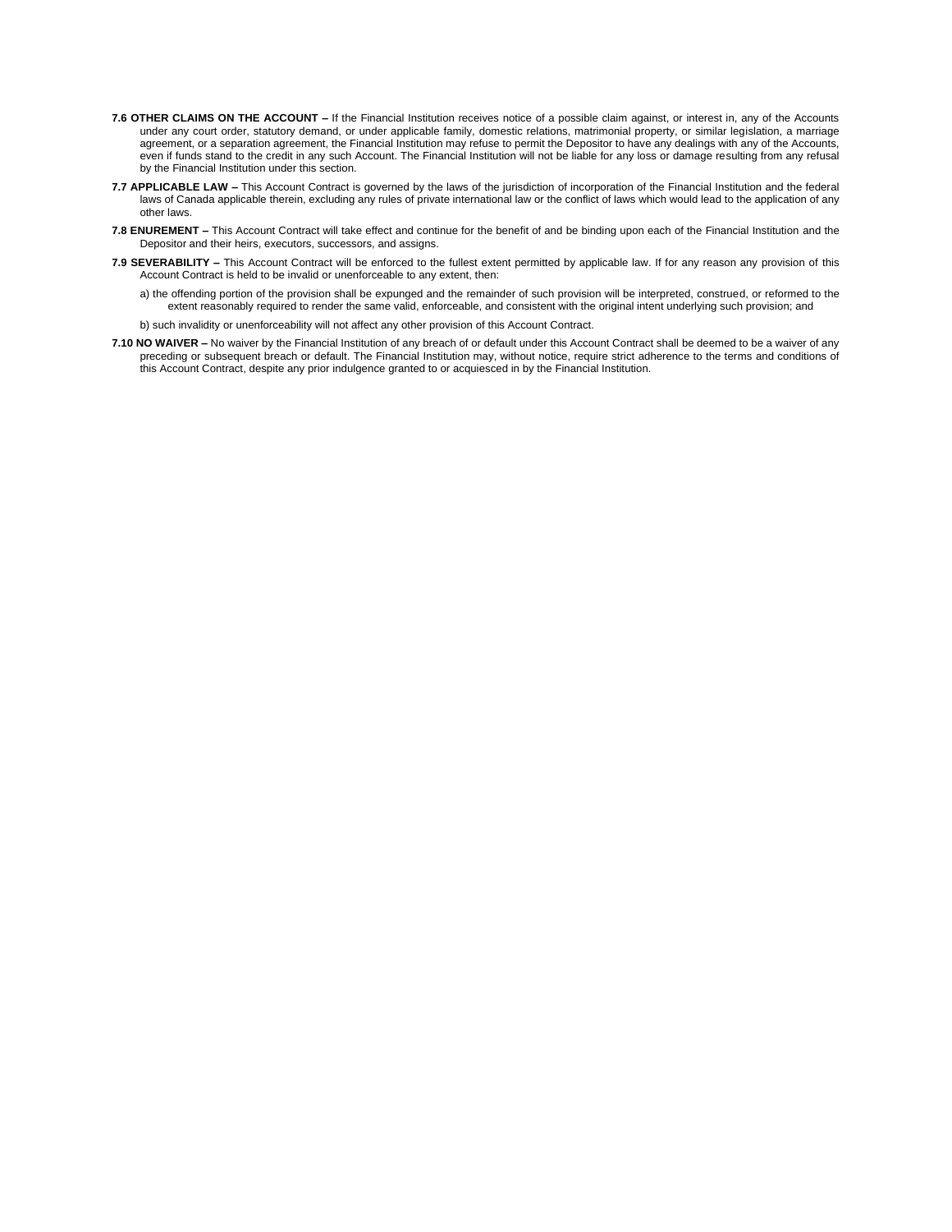**7.6 OTHER CLAIMS ON THE ACCOUNT –** If the Financial Institution receives notice of a possible claim against, or interest in, any of the Accounts under any court order, statutory demand, or under applicable family, domestic relations, matrimonial property, or similar legislation, a marriage agreement, or a separation agreement, the Financial Institution may refuse to permit the Depositor to have any dealings with any of the Accounts, even if funds stand to the credit in any such Account. The Financial Institution will not be liable for any loss or damage resulting from any refusal by the Financial Institution under this section.

**7.7 APPLICABLE LAW –** This Account Contract is governed by the laws of the jurisdiction of incorporation of the Financial Institution and the federal laws of Canada applicable therein, excluding any rules of private international law or the conflict of laws which would lead to the application of any other laws.

**7.8 ENUREMENT –** This Account Contract will take effect and continue for the benefit of and be binding upon each of the Financial Institution and the Depositor and their heirs, executors, successors, and assigns.

**7.9 SEVERABILITY –** This Account Contract will be enforced to the fullest extent permitted by applicable law. If for any reason any provision of this Account Contract is held to be invalid or unenforceable to any extent, then:

a) the offending portion of the provision shall be expunged and the remainder of such provision will be interpreted, construed, or reformed to the extent reasonably required to render the same valid, enforceable, and consistent with the original intent underlying such provision; and

b) such invalidity or unenforceability will not affect any other provision of this Account Contract.

**7.10 NO WAIVER –** No waiver by the Financial Institution of any breach of or default under this Account Contract shall be deemed to be a waiver of any preceding or subsequent breach or default. The Financial Institution may, without notice, require strict adherence to the terms and conditions of this Account Contract, despite any prior indulgence granted to or acquiesced in by the Financial Institution.